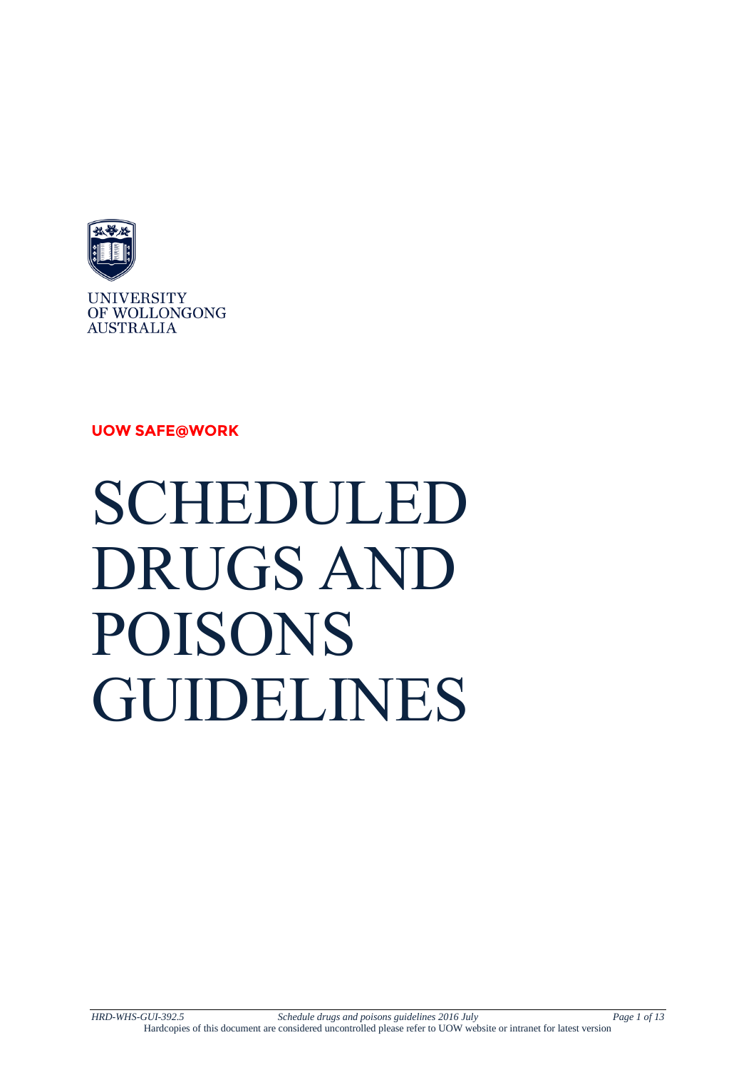UNIVERSITY
OF WOLLONGONG
AUSTRALIA

**UOW SAFE@WORK**

# SCHEDULED DRUGS AND POISONS GUIDELINES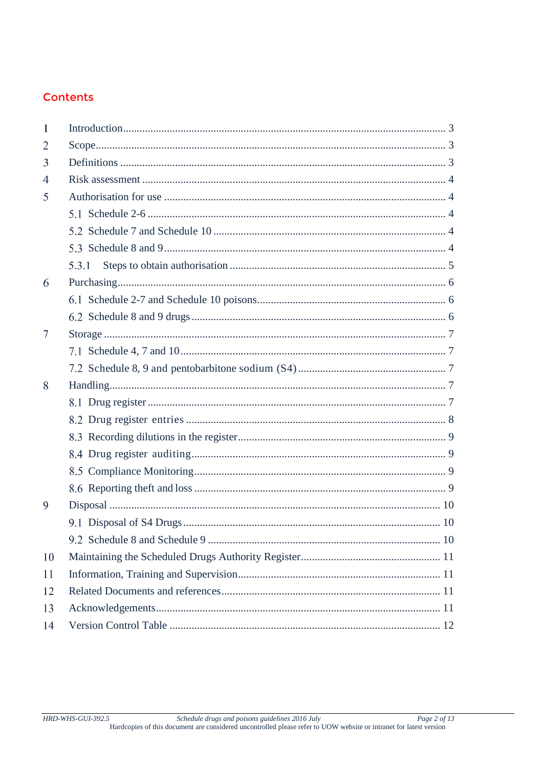# Contents

1 Introduction ... 3

2 Scope ... 3

3 Definitions ... 3

4 Risk assessment ... 4

5 Authorisation for use ... 4

- 5.1 Schedule 2-6 ... 4
- 5.2 Schedule 7 and Schedule 10 ... 4
- 5.3 Schedule 8 and 9 ... 4
- 5.3.1 Steps to obtain authorisation ... 5

6 Purchasing ... 6

- 6.1 Schedule 2-7 and Schedule 10 poisons ... 6
- 6.2 Schedule 8 and 9 drugs ... 6

7 Storage ... 7

- 7.1 Schedule 4, 7 and 10 ... 7
- 7.2 Schedule 8, 9 and pentobarbitone sodium (S4) ... 7

8 Handling ... 7

- 8.1 Drug register ... 7
- 8.2 Drug register entries ... 8
- 8.3 Recording dilutions in the register ... 9
- 8.4 Drug register auditing ... 9
- 8.5 Compliance Monitoring ... 9
- 8.6 Reporting theft and loss ... 9

9 Disposal ... 10

- 9.1 Disposal of S4 Drugs ... 10
- 9.2 Schedule 8 and Schedule 9 ... 10

10 Maintaining the Scheduled Drugs Authority Register ... 11

11 Information, Training and Supervision ... 11

12 Related Documents and references ... 11

13 Acknowledgements ... 11

14 Version Control Table ... 12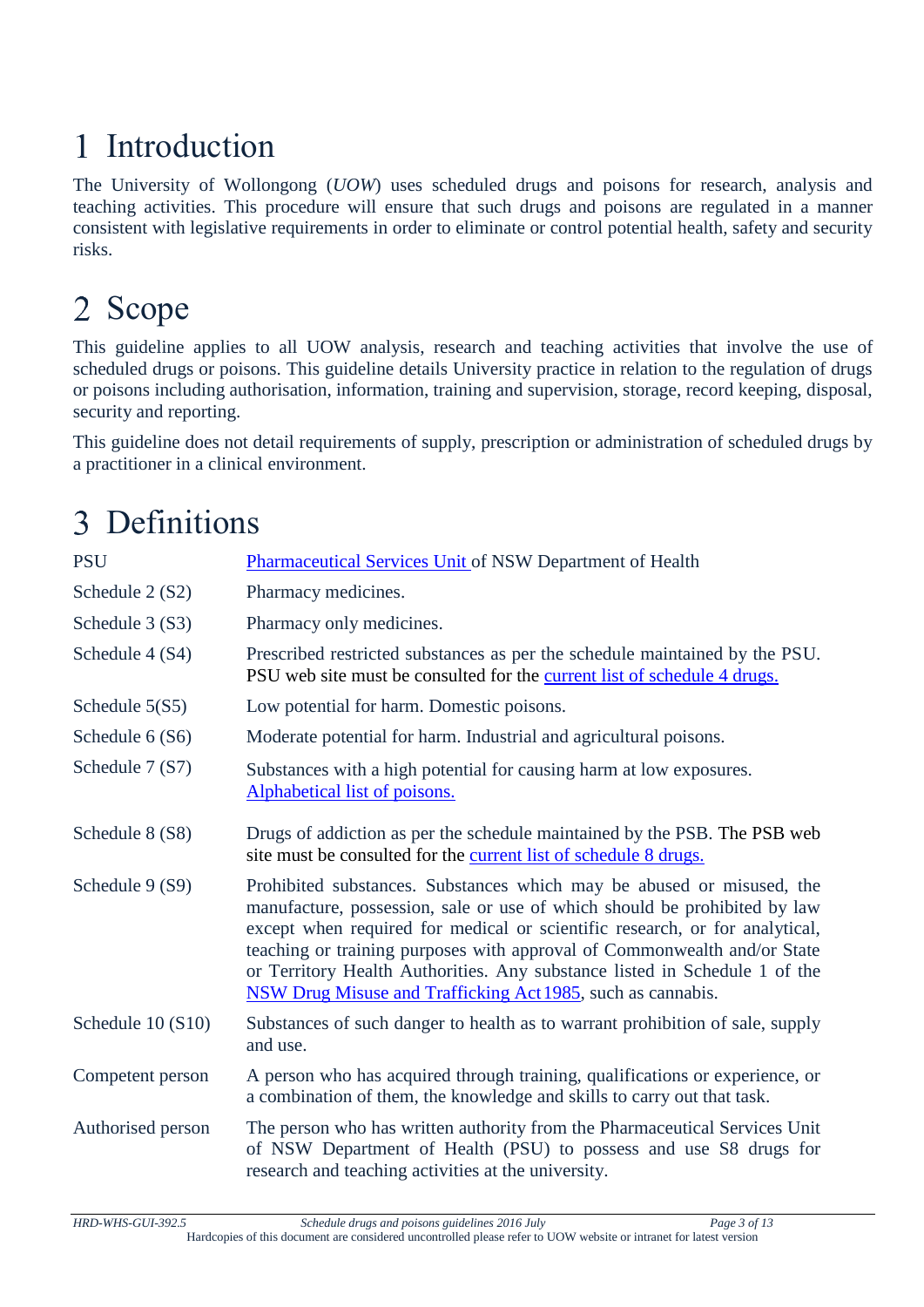# 1 Introduction

The University of Wollongong (*UOW*) uses scheduled drugs and poisons for research, analysis and teaching activities. This procedure will ensure that such drugs and poisons are regulated in a manner consistent with legislative requirements in order to eliminate or control potential health, safety and security risks.

# 2 Scope

This guideline applies to all UOW analysis, research and teaching activities that involve the use of scheduled drugs or poisons. This guideline details University practice in relation to the regulation of drugs or poisons including authorisation, information, training and supervision, storage, record keeping, disposal, security and reporting.

This guideline does not detail requirements of supply, prescription or administration of scheduled drugs by a practitioner in a clinical environment.

# 3 Definitions

| | |
|---|---|
| PSU | Pharmaceutical Services Unit of NSW Department of Health |
| Schedule 2 (S2) | Pharmacy medicines. |
| Schedule 3 (S3) | Pharmacy only medicines. |
| Schedule 4 (S4) | Prescribed restricted substances as per the schedule maintained by the PSU. PSU web site must be consulted for the current list of schedule 4 drugs. |
| Schedule 5(S5) | Low potential for harm. Domestic poisons. |
| Schedule 6 (S6) | Moderate potential for harm. Industrial and agricultural poisons. |
| Schedule 7 (S7) | Substances with a high potential for causing harm at low exposures. Alphabetical list of poisons. |
| Schedule 8 (S8) | Drugs of addiction as per the schedule maintained by the PSB. The PSB web site must be consulted for the current list of schedule 8 drugs. |
| Schedule 9 (S9) | Prohibited substances. Substances which may be abused or misused, the manufacture, possession, sale or use of which should be prohibited by law except when required for medical or scientific research, or for analytical, teaching or training purposes with approval of Commonwealth and/or State or Territory Health Authorities. Any substance listed in Schedule 1 of the NSW Drug Misuse and Trafficking Act 1985, such as cannabis. |
| Schedule 10 (S10) | Substances of such danger to health as to warrant prohibition of sale, supply and use. |
| Competent person | A person who has acquired through training, qualifications or experience, or a combination of them, the knowledge and skills to carry out that task. |
| Authorised person | The person who has written authority from the Pharmaceutical Services Unit of NSW Department of Health (PSU) to possess and use S8 drugs for research and teaching activities at the university. |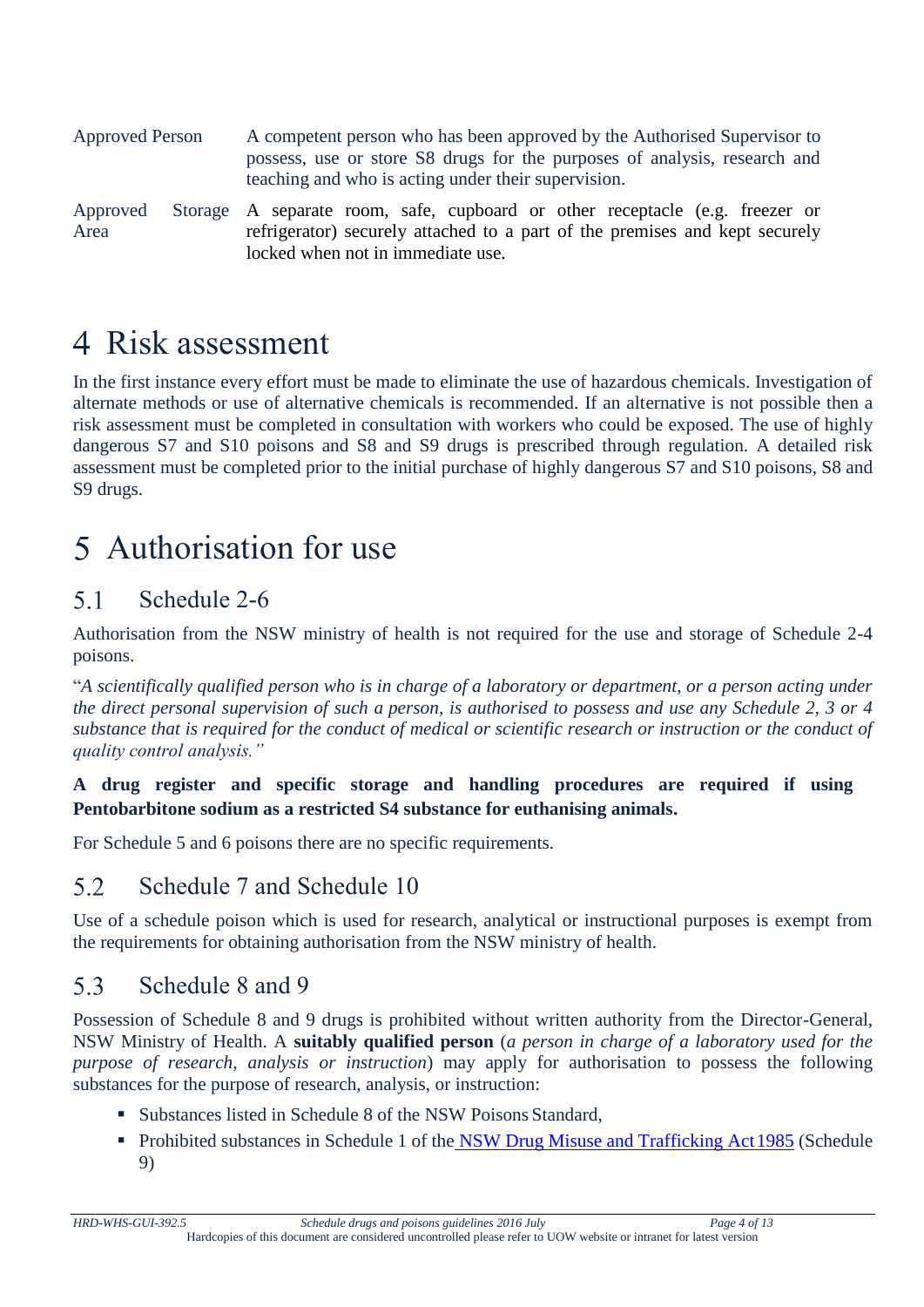| | |
|---|---|
| Approved Person | A competent person who has been approved by the Authorised Supervisor to possess, use or store S8 drugs for the purposes of analysis, research and teaching and who is acting under their supervision. |
| Approved Storage Area | A separate room, safe, cupboard or other receptacle (e.g. freezer or refrigerator) securely attached to a part of the premises and kept securely locked when not in immediate use. |

# 4 Risk assessment

In the first instance every effort must be made to eliminate the use of hazardous chemicals. Investigation of alternate methods or use of alternative chemicals is recommended. If an alternative is not possible then a risk assessment must be completed in consultation with workers who could be exposed. The use of highly dangerous S7 and S10 poisons and S8 and S9 drugs is prescribed through regulation. A detailed risk assessment must be completed prior to the initial purchase of highly dangerous S7 and S10 poisons, S8 and S9 drugs.

# 5 Authorisation for use

## 5.1 Schedule 2-6

Authorisation from the NSW ministry of health is not required for the use and storage of Schedule 2-4 poisons.

"*A scientifically qualified person who is in charge of a laboratory or department, or a person acting under the direct personal supervision of such a person, is authorised to possess and use any Schedule 2, 3 or 4 substance that is required for the conduct of medical or scientific research or instruction or the conduct of quality control analysis."*

**A drug register and specific storage and handling procedures are required if using Pentobarbitone sodium as a restricted S4 substance for euthanising animals.**

For Schedule 5 and 6 poisons there are no specific requirements.

## 5.2 Schedule 7 and Schedule 10

Use of a schedule poison which is used for research, analytical or instructional purposes is exempt from the requirements for obtaining authorisation from the NSW ministry of health.

## 5.3 Schedule 8 and 9

Possession of Schedule 8 and 9 drugs is prohibited without written authority from the Director-General, NSW Ministry of Health. A **suitably qualified person** (*a person in charge of a laboratory used for the purpose of research, analysis or instruction*) may apply for authorisation to possess the following substances for the purpose of research, analysis, or instruction:

- Substances listed in Schedule 8 of the NSW Poisons Standard,
- Prohibited substances in Schedule 1 of the NSW Drug Misuse and Trafficking Act 1985 (Schedule 9)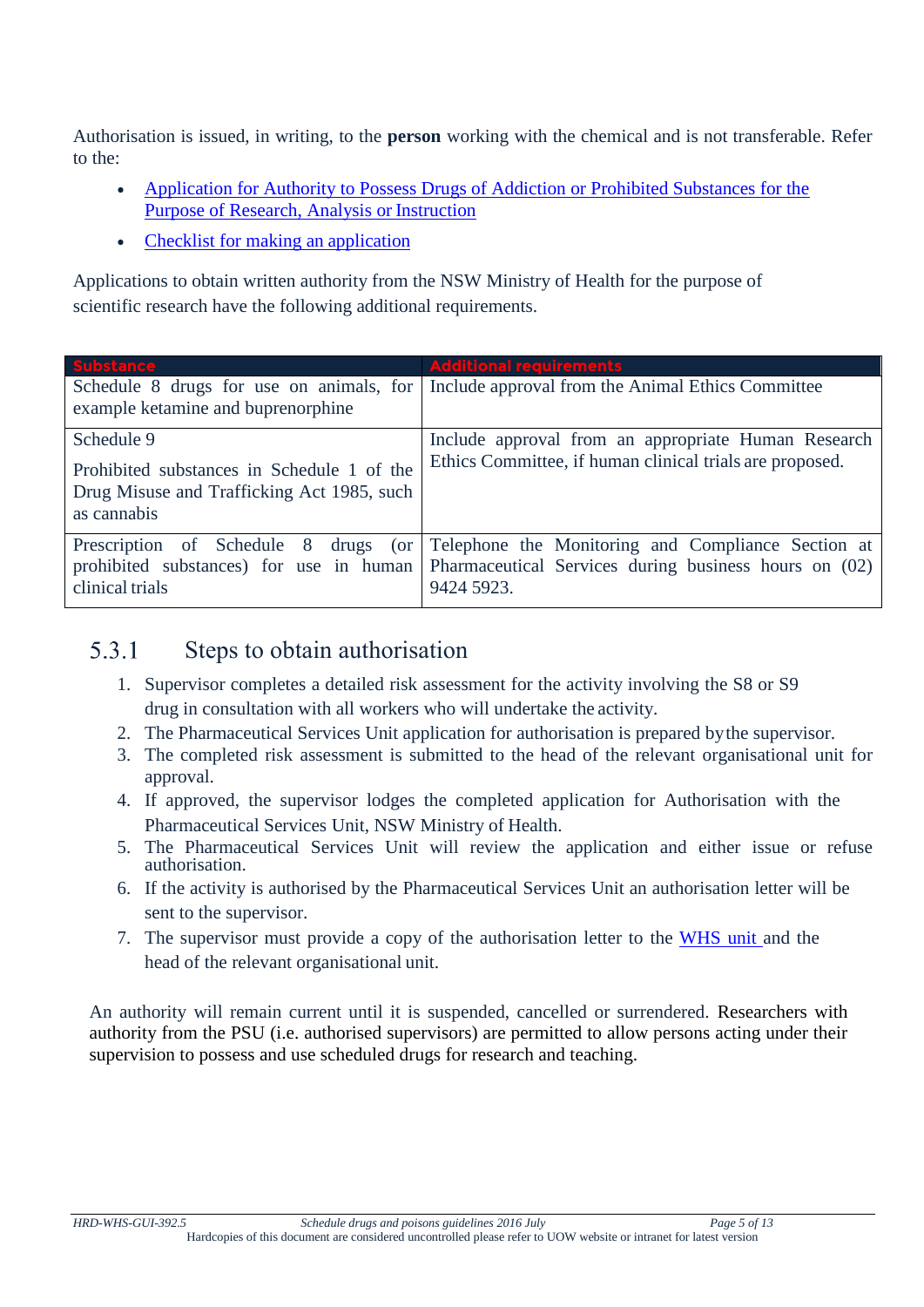Authorisation is issued, in writing, to the **person** working with the chemical and is not transferable. Refer to the:

- [Application for Authority to Possess Drugs of Addiction or Prohibited Substances for the Purpose of Research, Analysis or Instruction]()
- [Checklist for making an application]()

Applications to obtain written authority from the NSW Ministry of Health for the purpose of scientific research have the following additional requirements.

| Substance | Additional requirements |
| --- | --- |
| Schedule 8 drugs for use on animals, for example ketamine and buprenorphine | Include approval from the Animal Ethics Committee |
| Schedule 9<br><br>Prohibited substances in Schedule 1 of the Drug Misuse and Trafficking Act 1985, such as cannabis | Include approval from an appropriate Human Research Ethics Committee, if human clinical trials are proposed. |
| Prescription of Schedule 8 drugs (or prohibited substances) for use in human clinical trials | Telephone the Monitoring and Compliance Section at Pharmaceutical Services during business hours on (02) 9424 5923. |

### 5.3.1 Steps to obtain authorisation

1. Supervisor completes a detailed risk assessment for the activity involving the S8 or S9 drug in consultation with all workers who will undertake the activity.
2. The Pharmaceutical Services Unit application for authorisation is prepared by the supervisor.
3. The completed risk assessment is submitted to the head of the relevant organisational unit for approval.
4. If approved, the supervisor lodges the completed application for Authorisation with the Pharmaceutical Services Unit, NSW Ministry of Health.
5. The Pharmaceutical Services Unit will review the application and either issue or refuse authorisation.
6. If the activity is authorised by the Pharmaceutical Services Unit an authorisation letter will be sent to the supervisor.
7. The supervisor must provide a copy of the authorisation letter to the [WHS unit]() and the head of the relevant organisational unit.

An authority will remain current until it is suspended, cancelled or surrendered. Researchers with authority from the PSU (i.e. authorised supervisors) are permitted to allow persons acting under their supervision to possess and use scheduled drugs for research and teaching.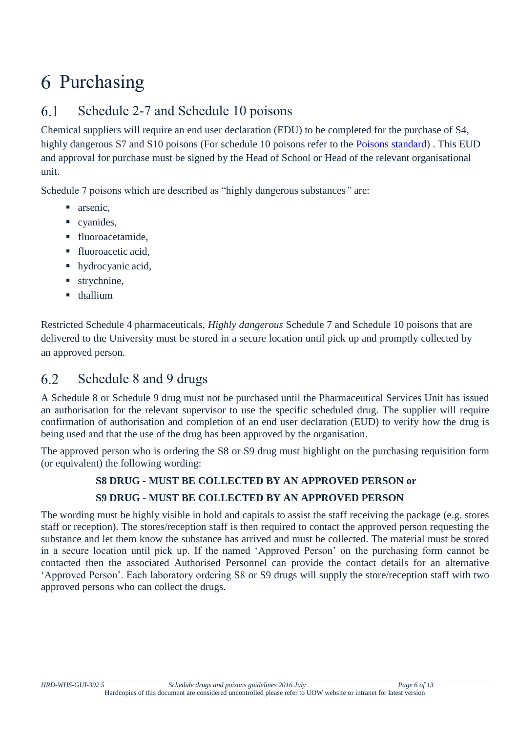# 6 Purchasing

## 6.1 Schedule 2-7 and Schedule 10 poisons

Chemical suppliers will require an end user declaration (EDU) to be completed for the purchase of S4, highly dangerous S7 and S10 poisons (For schedule 10 poisons refer to the [Poisons standard](Poisons standard)) . This EUD and approval for purchase must be signed by the Head of School or Head of the relevant organisational unit.

Schedule 7 poisons which are described as "highly dangerous substances*"* are:

- arsenic,
- cyanides,
- fluoroacetamide,
- fluoroacetic acid,
- hydrocyanic acid,
- strychnine,
- thallium

Restricted Schedule 4 pharmaceuticals, *Highly dangerous* Schedule 7 and Schedule 10 poisons that are delivered to the University must be stored in a secure location until pick up and promptly collected by an approved person.

## 6.2 Schedule 8 and 9 drugs

A Schedule 8 or Schedule 9 drug must not be purchased until the Pharmaceutical Services Unit has issued an authorisation for the relevant supervisor to use the specific scheduled drug. The supplier will require confirmation of authorisation and completion of an end user declaration (EUD) to verify how the drug is being used and that the use of the drug has been approved by the organisation.

The approved person who is ordering the S8 or S9 drug must highlight on the purchasing requisition form (or equivalent) the following wording:

**S8 DRUG - MUST BE COLLECTED BY AN APPROVED PERSON or**

**S9 DRUG - MUST BE COLLECTED BY AN APPROVED PERSON**

The wording must be highly visible in bold and capitals to assist the staff receiving the package (e.g. stores staff or reception). The stores/reception staff is then required to contact the approved person requesting the substance and let them know the substance has arrived and must be collected. The material must be stored in a secure location until pick up. If the named 'Approved Person' on the purchasing form cannot be contacted then the associated Authorised Personnel can provide the contact details for an alternative 'Approved Person'. Each laboratory ordering S8 or S9 drugs will supply the store/reception staff with two approved persons who can collect the drugs.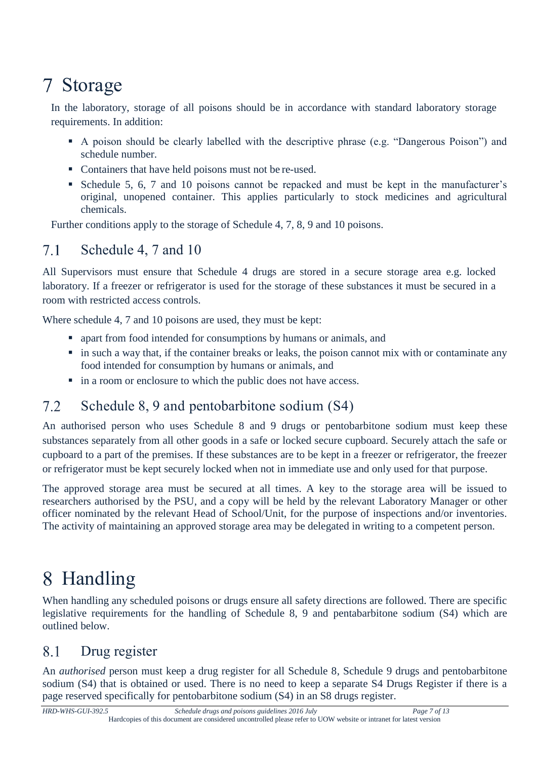# 7 Storage

In the laboratory, storage of all poisons should be in accordance with standard laboratory storage requirements. In addition:

- A poison should be clearly labelled with the descriptive phrase (e.g. "Dangerous Poison") and schedule number.
- Containers that have held poisons must not be re-used.
- Schedule 5, 6, 7 and 10 poisons cannot be repacked and must be kept in the manufacturer's original, unopened container. This applies particularly to stock medicines and agricultural chemicals.

Further conditions apply to the storage of Schedule 4, 7, 8, 9 and 10 poisons.

## 7.1 Schedule 4, 7 and 10

All Supervisors must ensure that Schedule 4 drugs are stored in a secure storage area e.g. locked laboratory. If a freezer or refrigerator is used for the storage of these substances it must be secured in a room with restricted access controls.

Where schedule 4, 7 and 10 poisons are used, they must be kept:

- apart from food intended for consumptions by humans or animals, and
- in such a way that, if the container breaks or leaks, the poison cannot mix with or contaminate any food intended for consumption by humans or animals, and
- in a room or enclosure to which the public does not have access.

## 7.2 Schedule 8, 9 and pentobarbitone sodium (S4)

An authorised person who uses Schedule 8 and 9 drugs or pentobarbitone sodium must keep these substances separately from all other goods in a safe or locked secure cupboard. Securely attach the safe or cupboard to a part of the premises. If these substances are to be kept in a freezer or refrigerator, the freezer or refrigerator must be kept securely locked when not in immediate use and only used for that purpose.

The approved storage area must be secured at all times. A key to the storage area will be issued to researchers authorised by the PSU, and a copy will be held by the relevant Laboratory Manager or other officer nominated by the relevant Head of School/Unit, for the purpose of inspections and/or inventories. The activity of maintaining an approved storage area may be delegated in writing to a competent person.

# 8 Handling

When handling any scheduled poisons or drugs ensure all safety directions are followed. There are specific legislative requirements for the handling of Schedule 8, 9 and pentabarbitone sodium (S4) which are outlined below.

## 8.1 Drug register

An *authorised* person must keep a drug register for all Schedule 8, Schedule 9 drugs and pentobarbitone sodium (S4) that is obtained or used. There is no need to keep a separate S4 Drugs Register if there is a page reserved specifically for pentobarbitone sodium (S4) in an S8 drugs register.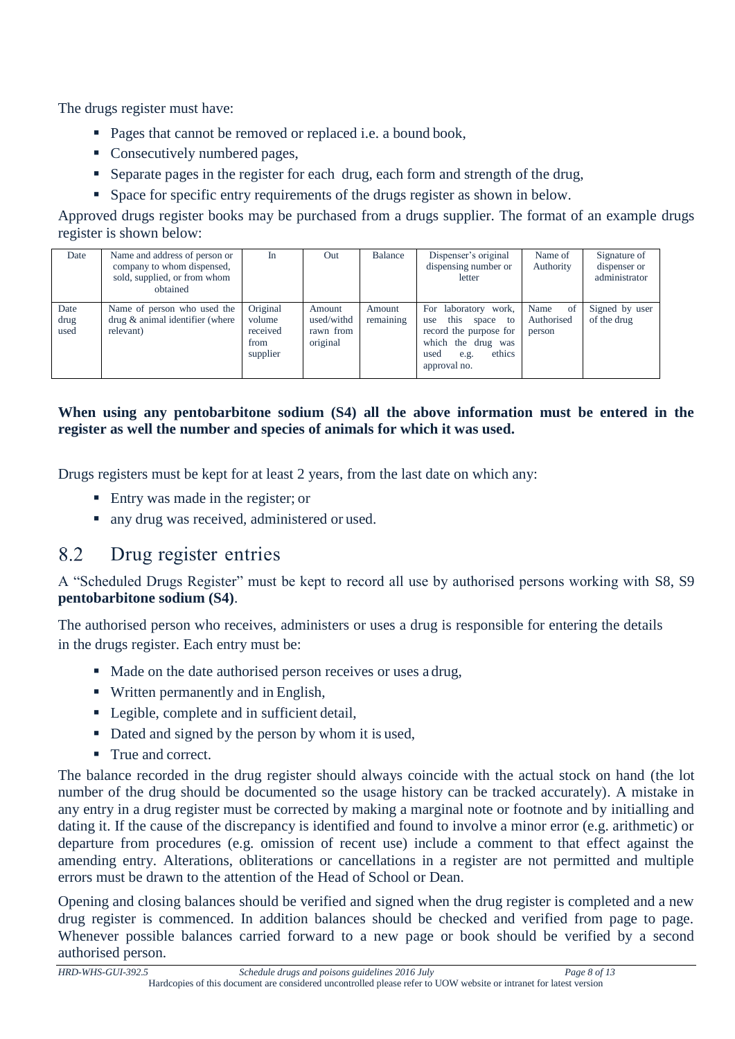The drugs register must have:

- Pages that cannot be removed or replaced i.e. a bound book,
- Consecutively numbered pages,
- Separate pages in the register for each drug, each form and strength of the drug,
- Space for specific entry requirements of the drugs register as shown in below.

Approved drugs register books may be purchased from a drugs supplier. The format of an example drugs register is shown below:

| Date | Name and address of person or company to whom dispensed, sold, supplied, or from whom obtained | In | Out | Balance | Dispenser's original dispensing number or letter | Name of Authority | Signature of dispenser or administrator |
|---|---|---|---|---|---|---|---|
| Date drug used | Name of person who used the drug & animal identifier (where relevant) | Original volume received from supplier | Amount used/withdrawn from original | Amount remaining | For laboratory work, use this space to record the purpose for which the drug was used e.g. ethics approval no. | Name of Authorised person | Signed by user of the drug |

**When using any pentobarbitone sodium (S4) all the above information must be entered in the register as well the number and species of animals for which it was used.**

Drugs registers must be kept for at least 2 years, from the last date on which any:

- Entry was made in the register; or
- any drug was received, administered or used.

## 8.2 Drug register entries

A "Scheduled Drugs Register" must be kept to record all use by authorised persons working with S8, S9 **pentobarbitone sodium (S4)**.

The authorised person who receives, administers or uses a drug is responsible for entering the details in the drugs register. Each entry must be:

- Made on the date authorised person receives or uses a drug,
- Written permanently and in English,
- Legible, complete and in sufficient detail,
- Dated and signed by the person by whom it is used,
- True and correct.

The balance recorded in the drug register should always coincide with the actual stock on hand (the lot number of the drug should be documented so the usage history can be tracked accurately). A mistake in any entry in a drug register must be corrected by making a marginal note or footnote and by initialling and dating it. If the cause of the discrepancy is identified and found to involve a minor error (e.g. arithmetic) or departure from procedures (e.g. omission of recent use) include a comment to that effect against the amending entry. Alterations, obliterations or cancellations in a register are not permitted and multiple errors must be drawn to the attention of the Head of School or Dean.

Opening and closing balances should be verified and signed when the drug register is completed and a new drug register is commenced. In addition balances should be checked and verified from page to page. Whenever possible balances carried forward to a new page or book should be verified by a second authorised person.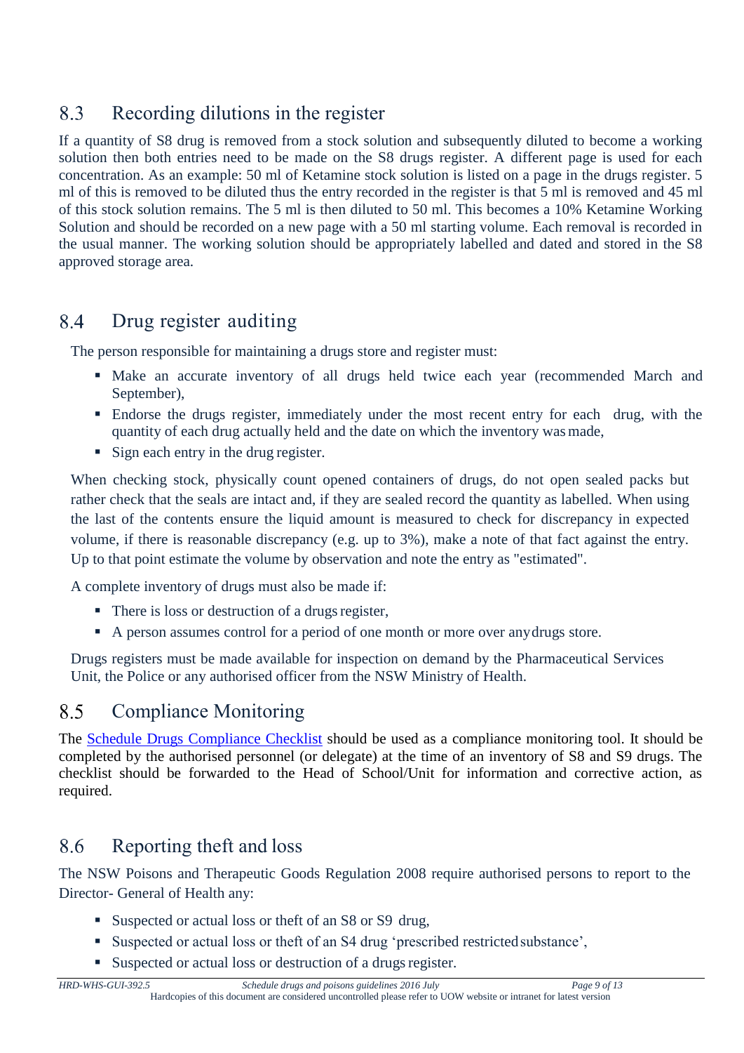## 8.3 Recording dilutions in the register

If a quantity of S8 drug is removed from a stock solution and subsequently diluted to become a working solution then both entries need to be made on the S8 drugs register. A different page is used for each concentration. As an example: 50 ml of Ketamine stock solution is listed on a page in the drugs register. 5 ml of this is removed to be diluted thus the entry recorded in the register is that 5 ml is removed and 45 ml of this stock solution remains. The 5 ml is then diluted to 50 ml. This becomes a 10% Ketamine Working Solution and should be recorded on a new page with a 50 ml starting volume. Each removal is recorded in the usual manner. The working solution should be appropriately labelled and dated and stored in the S8 approved storage area.

## 8.4 Drug register auditing

The person responsible for maintaining a drugs store and register must:

- Make an accurate inventory of all drugs held twice each year (recommended March and September),
- Endorse the drugs register, immediately under the most recent entry for each drug, with the quantity of each drug actually held and the date on which the inventory was made,
- Sign each entry in the drug register.

When checking stock, physically count opened containers of drugs, do not open sealed packs but rather check that the seals are intact and, if they are sealed record the quantity as labelled. When using the last of the contents ensure the liquid amount is measured to check for discrepancy in expected volume, if there is reasonable discrepancy (e.g. up to 3%), make a note of that fact against the entry. Up to that point estimate the volume by observation and note the entry as "estimated".

A complete inventory of drugs must also be made if:

- There is loss or destruction of a drugs register,
- A person assumes control for a period of one month or more over any drugs store.

Drugs registers must be made available for inspection on demand by the Pharmaceutical Services Unit, the Police or any authorised officer from the NSW Ministry of Health.

## 8.5 Compliance Monitoring

The Schedule Drugs Compliance Checklist should be used as a compliance monitoring tool. It should be completed by the authorised personnel (or delegate) at the time of an inventory of S8 and S9 drugs. The checklist should be forwarded to the Head of School/Unit for information and corrective action, as required.

## 8.6 Reporting theft and loss

The NSW Poisons and Therapeutic Goods Regulation 2008 require authorised persons to report to the Director- General of Health any:

- Suspected or actual loss or theft of an S8 or S9 drug,
- Suspected or actual loss or theft of an S4 drug 'prescribed restricted substance',
- Suspected or actual loss or destruction of a drugs register.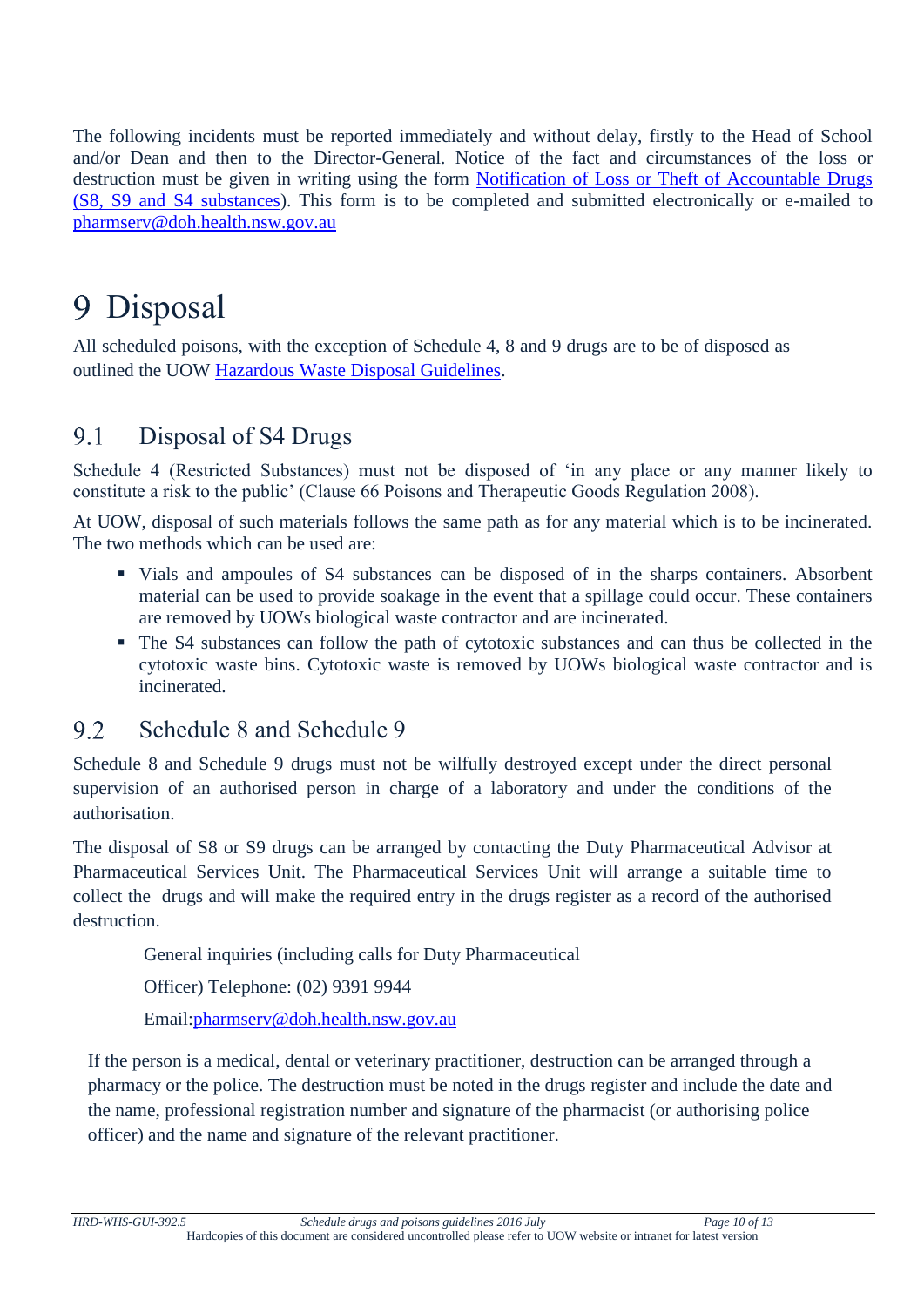The following incidents must be reported immediately and without delay, firstly to the Head of School and/or Dean and then to the Director-General. Notice of the fact and circumstances of the loss or destruction must be given in writing using the form [Notification of Loss or Theft of Accountable Drugs (S8, S9 and S4 substances)](). This form is to be completed and submitted electronically or e-mailed to [pharmserv@doh.health.nsw.gov.au](mailto:pharmserv@doh.health.nsw.gov.au)

# 9 Disposal

All scheduled poisons, with the exception of Schedule 4, 8 and 9 drugs are to be of disposed as outlined the UOW [Hazardous Waste Disposal Guidelines]().

## 9.1 Disposal of S4 Drugs

Schedule 4 (Restricted Substances) must not be disposed of 'in any place or any manner likely to constitute a risk to the public' (Clause 66 Poisons and Therapeutic Goods Regulation 2008).

At UOW, disposal of such materials follows the same path as for any material which is to be incinerated. The two methods which can be used are:

- Vials and ampoules of S4 substances can be disposed of in the sharps containers. Absorbent material can be used to provide soakage in the event that a spillage could occur. These containers are removed by UOWs biological waste contractor and are incinerated.
- The S4 substances can follow the path of cytotoxic substances and can thus be collected in the cytotoxic waste bins. Cytotoxic waste is removed by UOWs biological waste contractor and is incinerated.

## 9.2 Schedule 8 and Schedule 9

Schedule 8 and Schedule 9 drugs must not be wilfully destroyed except under the direct personal supervision of an authorised person in charge of a laboratory and under the conditions of the authorisation.

The disposal of S8 or S9 drugs can be arranged by contacting the Duty Pharmaceutical Advisor at Pharmaceutical Services Unit. The Pharmaceutical Services Unit will arrange a suitable time to collect the drugs and will make the required entry in the drugs register as a record of the authorised destruction.

General inquiries (including calls for Duty Pharmaceutical

Officer) Telephone: (02) 9391 9944

Email:[pharmserv@doh.health.nsw.gov.au](mailto:pharmserv@doh.health.nsw.gov.au)

If the person is a medical, dental or veterinary practitioner, destruction can be arranged through a pharmacy or the police. The destruction must be noted in the drugs register and include the date and the name, professional registration number and signature of the pharmacist (or authorising police officer) and the name and signature of the relevant practitioner.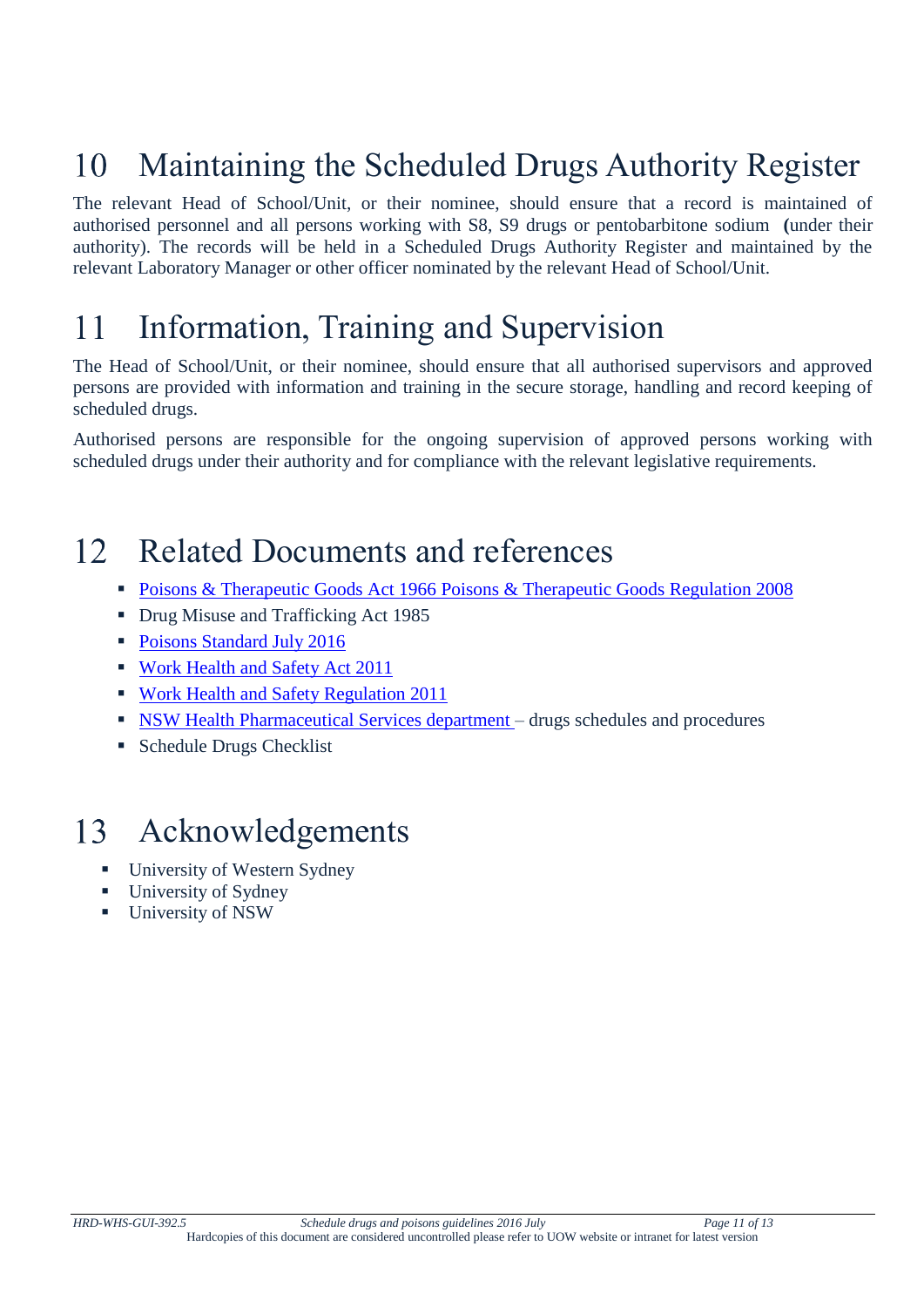# 10 Maintaining the Scheduled Drugs Authority Register

The relevant Head of School/Unit, or their nominee, should ensure that a record is maintained of authorised personnel and all persons working with S8, S9 drugs or pentobarbitone sodium (under their authority). The records will be held in a Scheduled Drugs Authority Register and maintained by the relevant Laboratory Manager or other officer nominated by the relevant Head of School/Unit.

# 11 Information, Training and Supervision

The Head of School/Unit, or their nominee, should ensure that all authorised supervisors and approved persons are provided with information and training in the secure storage, handling and record keeping of scheduled drugs.

Authorised persons are responsible for the ongoing supervision of approved persons working with scheduled drugs under their authority and for compliance with the relevant legislative requirements.

# 12 Related Documents and references

- Poisons & Therapeutic Goods Act 1966 Poisons & Therapeutic Goods Regulation 2008
- Drug Misuse and Trafficking Act 1985
- Poisons Standard July 2016
- Work Health and Safety Act 2011
- Work Health and Safety Regulation 2011
- NSW Health Pharmaceutical Services department – drugs schedules and procedures
- Schedule Drugs Checklist

# 13 Acknowledgements

- University of Western Sydney
- University of Sydney
- University of NSW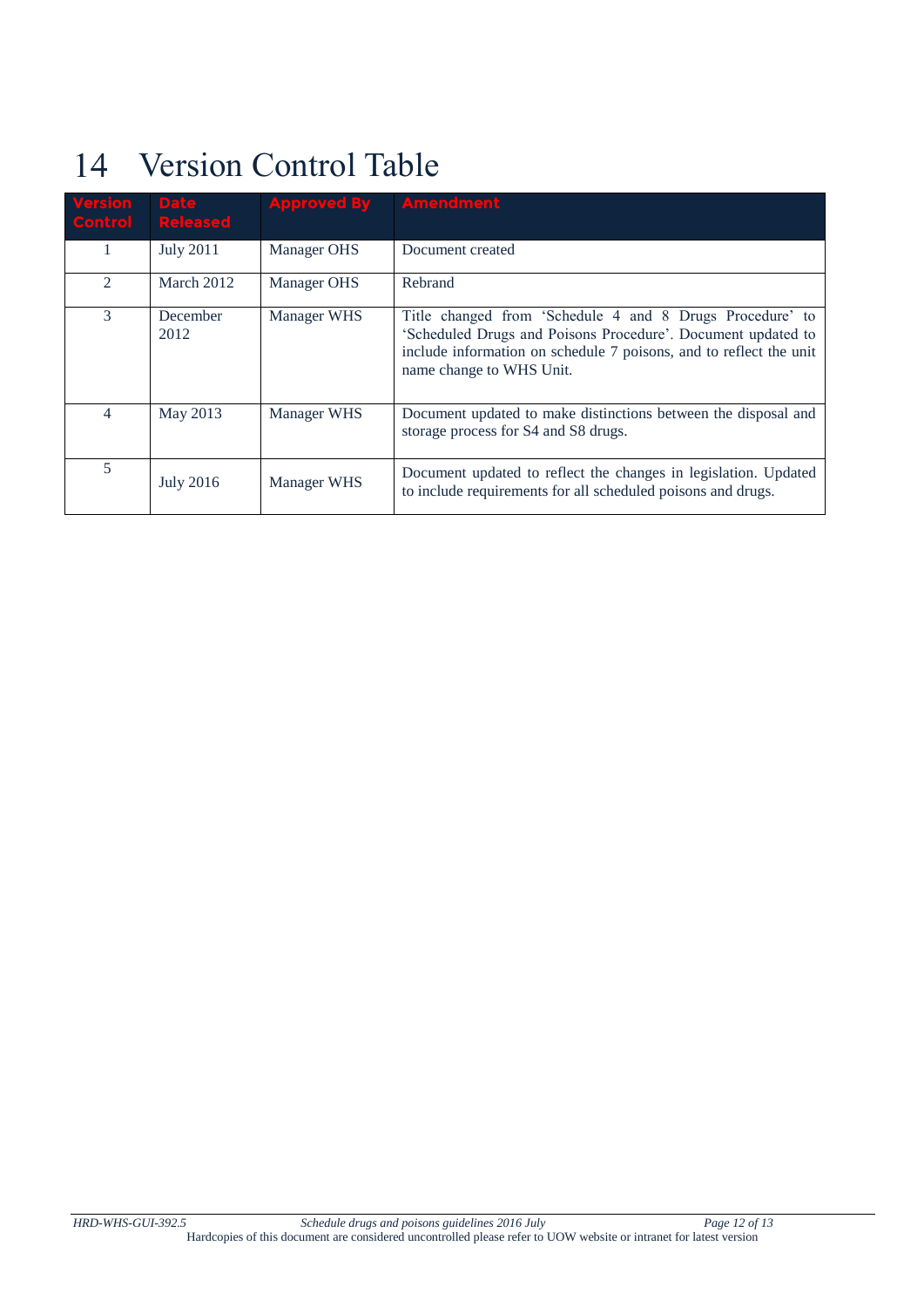# 14 Version Control Table

| Version Control | Date Released | Approved By | Amendment |
| --- | --- | --- | --- |
| 1 | July 2011 | Manager OHS | Document created |
| 2 | March 2012 | Manager OHS | Rebrand |
| 3 | December 2012 | Manager WHS | Title changed from 'Schedule 4 and 8 Drugs Procedure' to 'Scheduled Drugs and Poisons Procedure'. Document updated to include information on schedule 7 poisons, and to reflect the unit name change to WHS Unit. |
| 4 | May 2013 | Manager WHS | Document updated to make distinctions between the disposal and storage process for S4 and S8 drugs. |
| 5 | July 2016 | Manager WHS | Document updated to reflect the changes in legislation. Updated to include requirements for all scheduled poisons and drugs. |